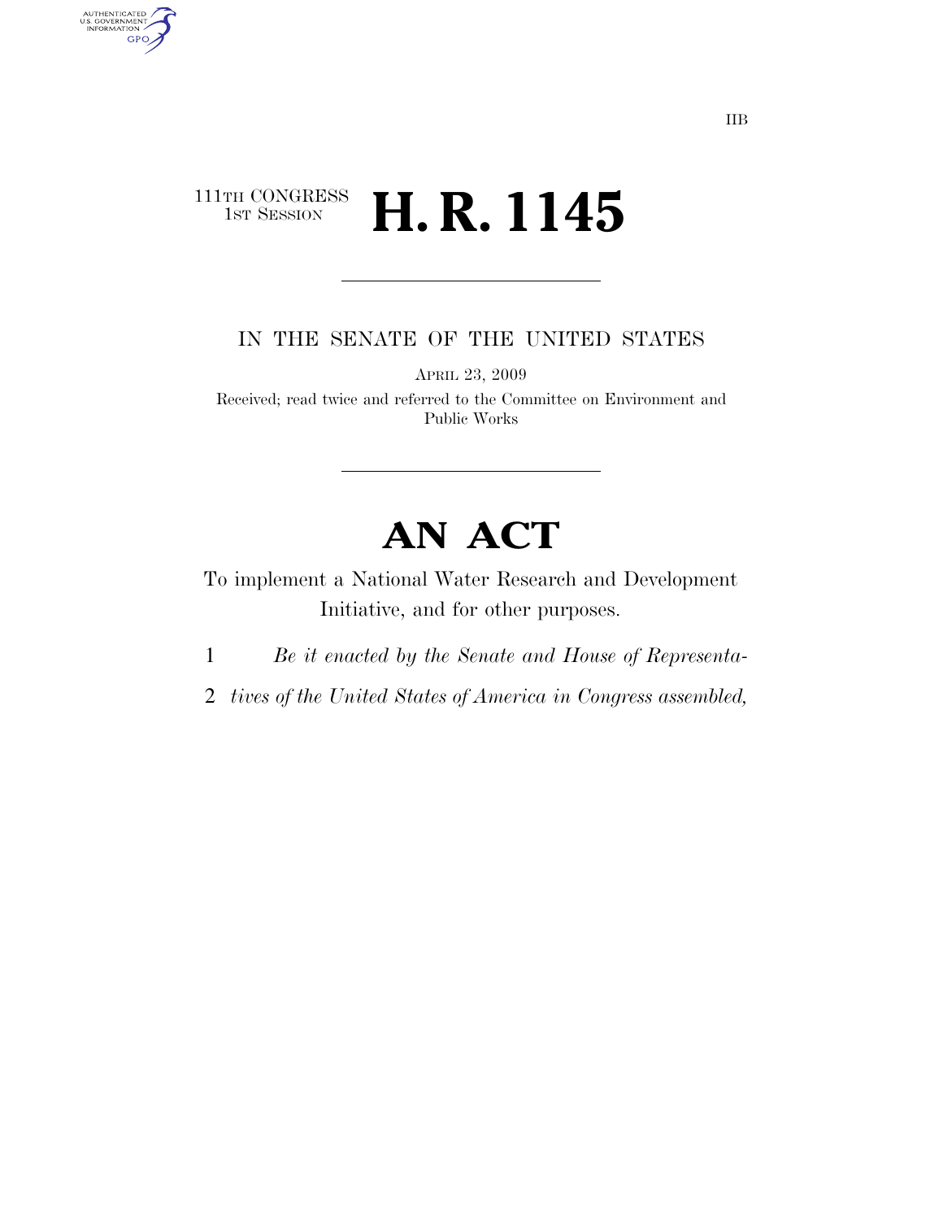IIB

111TH CONGRESS
1ST SESSION

# H. R. 1145

IN THE SENATE OF THE UNITED STATES

APRIL 23, 2009

Received; read twice and referred to the Committee on Environment and Public Works

# AN ACT

To implement a National Water Research and Development Initiative, and for other purposes.

1 *Be it enacted by the Senate and House of Representa-*

2 *tives of the United States of America in Congress assembled,*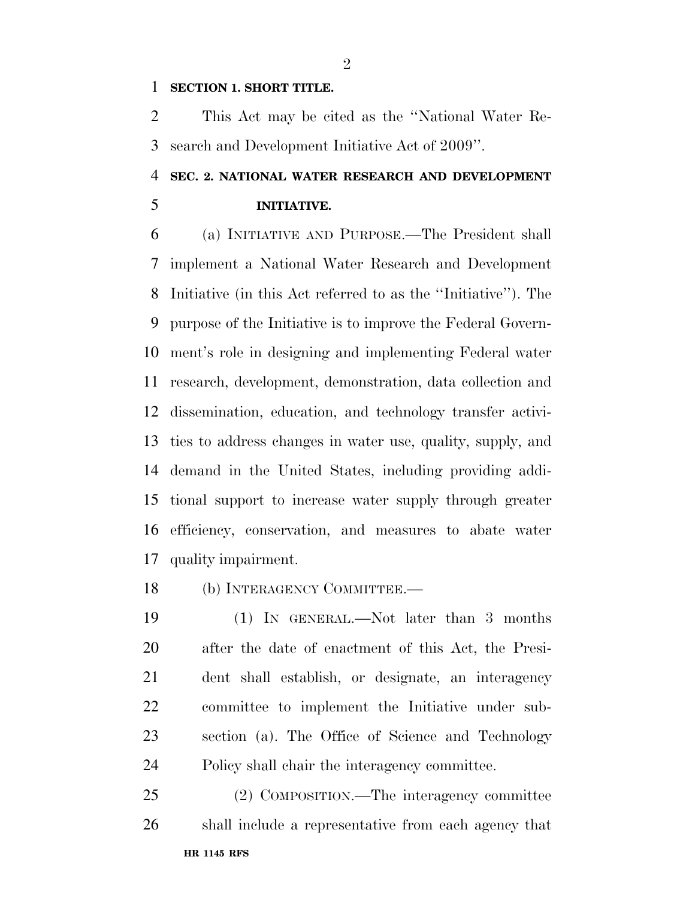**SECTION 1. SHORT TITLE.**

This Act may be cited as the ''National Water Research and Development Initiative Act of 2009''.

**SEC. 2. NATIONAL WATER RESEARCH AND DEVELOPMENT INITIATIVE.**

(a) INITIATIVE AND PURPOSE.—The President shall implement a National Water Research and Development Initiative (in this Act referred to as the ''Initiative''). The purpose of the Initiative is to improve the Federal Government's role in designing and implementing Federal water research, development, demonstration, data collection and dissemination, education, and technology transfer activities to address changes in water use, quality, supply, and demand in the United States, including providing additional support to increase water supply through greater efficiency, conservation, and measures to abate water quality impairment.

(b) INTERAGENCY COMMITTEE.—

(1) IN GENERAL.—Not later than 3 months after the date of enactment of this Act, the President shall establish, or designate, an interagency committee to implement the Initiative under subsection (a). The Office of Science and Technology Policy shall chair the interagency committee.

(2) COMPOSITION.—The interagency committee shall include a representative from each agency that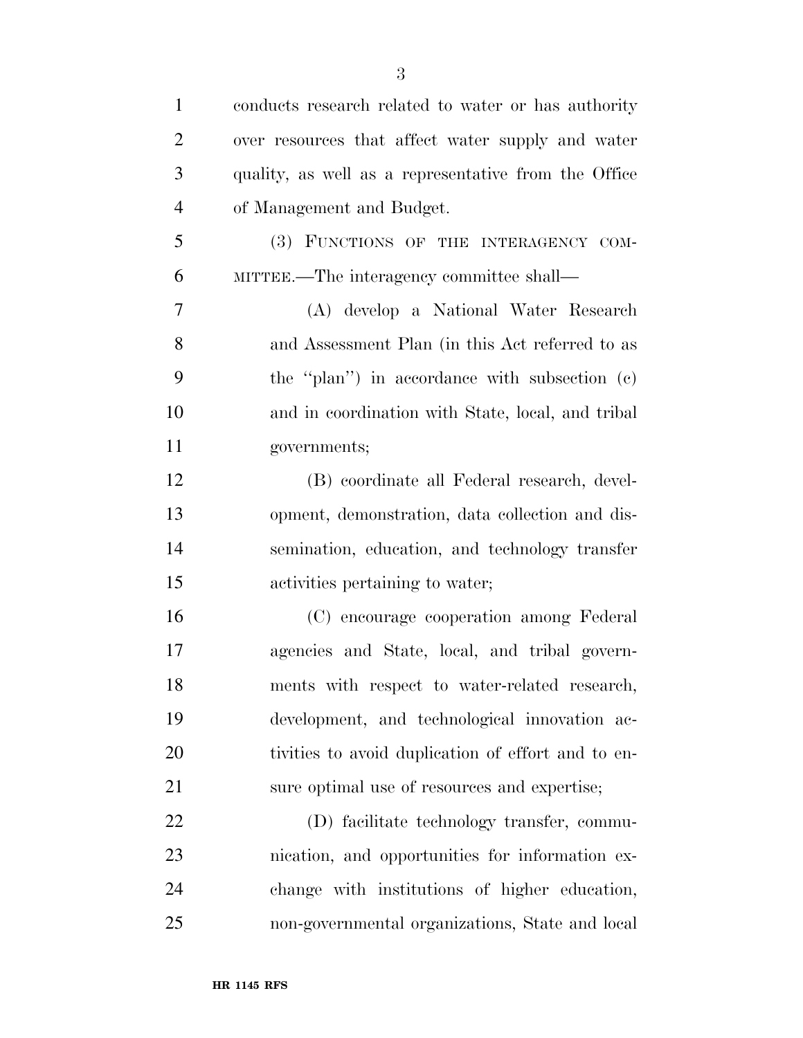conducts research related to water or has authority over resources that affect water supply and water quality, as well as a representative from the Office of Management and Budget.

(3) FUNCTIONS OF THE INTERAGENCY COMMITTEE.—The interagency committee shall—

(A) develop a National Water Research and Assessment Plan (in this Act referred to as the "plan") in accordance with subsection (c) and in coordination with State, local, and tribal governments;

(B) coordinate all Federal research, development, demonstration, data collection and dissemination, education, and technology transfer activities pertaining to water;

(C) encourage cooperation among Federal agencies and State, local, and tribal governments with respect to water-related research, development, and technological innovation activities to avoid duplication of effort and to ensure optimal use of resources and expertise;

(D) facilitate technology transfer, communication, and opportunities for information exchange with institutions of higher education, non-governmental organizations, State and local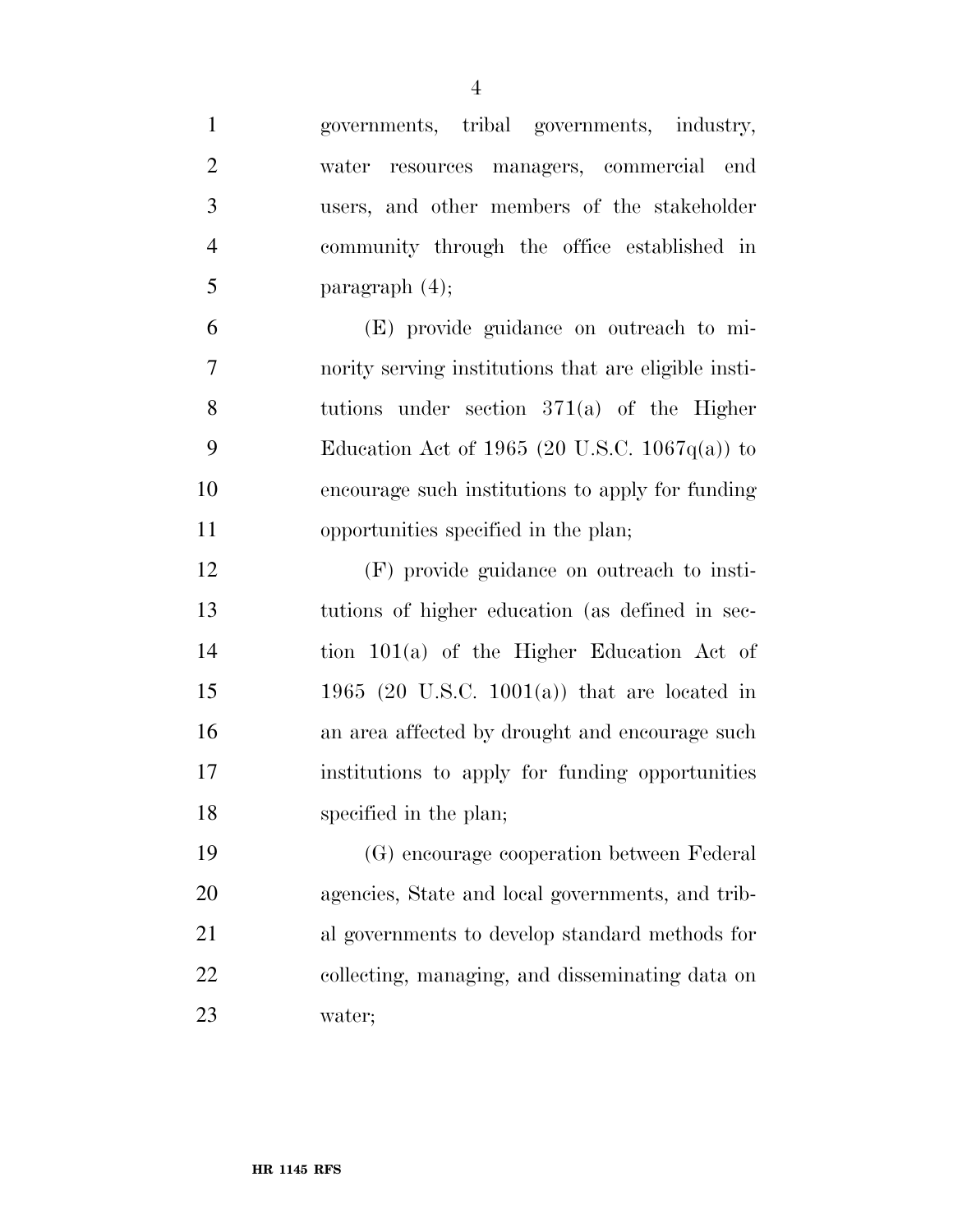governments, tribal governments, industry, water resources managers, commercial end users, and other members of the stakeholder community through the office established in paragraph (4);

(E) provide guidance on outreach to minority serving institutions that are eligible institutions under section 371(a) of the Higher Education Act of 1965 (20 U.S.C. 1067q(a)) to encourage such institutions to apply for funding opportunities specified in the plan;

(F) provide guidance on outreach to institutions of higher education (as defined in section 101(a) of the Higher Education Act of 1965 (20 U.S.C. 1001(a)) that are located in an area affected by drought and encourage such institutions to apply for funding opportunities specified in the plan;

(G) encourage cooperation between Federal agencies, State and local governments, and tribal governments to develop standard methods for collecting, managing, and disseminating data on water;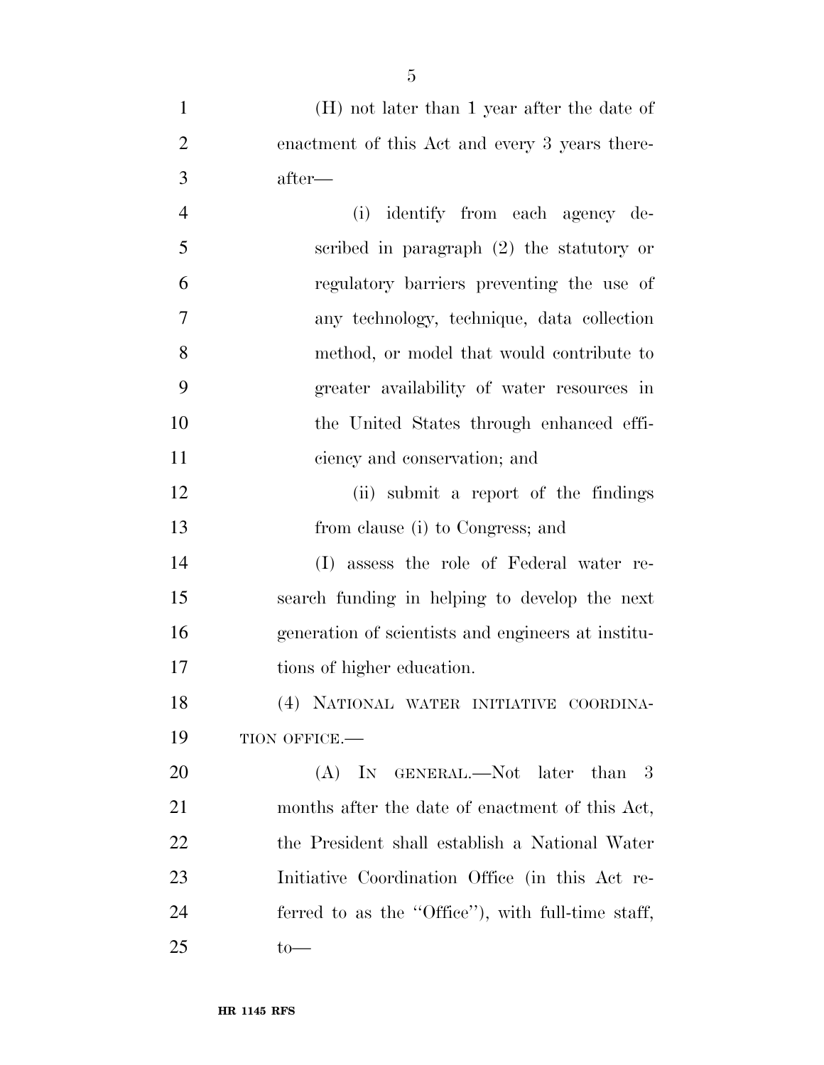(H) not later than 1 year after the date of enactment of this Act and every 3 years thereafter—

(i) identify from each agency described in paragraph (2) the statutory or regulatory barriers preventing the use of any technology, technique, data collection method, or model that would contribute to greater availability of water resources in the United States through enhanced efficiency and conservation; and

(ii) submit a report of the findings from clause (i) to Congress; and

(I) assess the role of Federal water research funding in helping to develop the next generation of scientists and engineers at institutions of higher education.

(4) NATIONAL WATER INITIATIVE COORDINATION OFFICE.—

(A) IN GENERAL.—Not later than 3 months after the date of enactment of this Act, the President shall establish a National Water Initiative Coordination Office (in this Act referred to as the ''Office''), with full-time staff, to—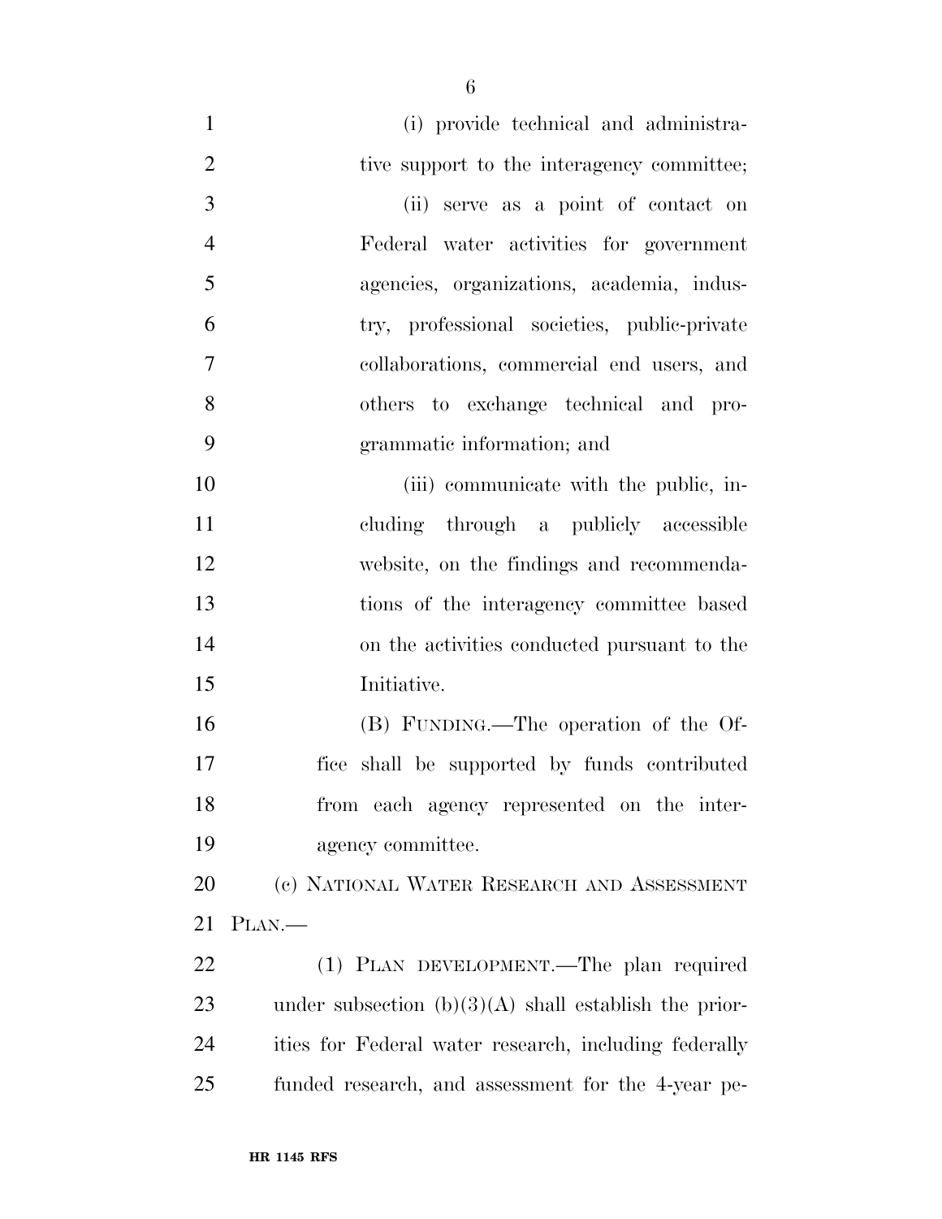(i) provide technical and administrative support to the interagency committee;

(ii) serve as a point of contact on Federal water activities for government agencies, organizations, academia, industry, professional societies, public-private collaborations, commercial end users, and others to exchange technical and programmatic information; and

(iii) communicate with the public, including through a publicly accessible website, on the findings and recommendations of the interagency committee based on the activities conducted pursuant to the Initiative.

(B) FUNDING.—The operation of the Office shall be supported by funds contributed from each agency represented on the interagency committee.

(c) NATIONAL WATER RESEARCH AND ASSESSMENT PLAN.—

(1) PLAN DEVELOPMENT.—The plan required under subsection (b)(3)(A) shall establish the priorities for Federal water research, including federally funded research, and assessment for the 4-year pe-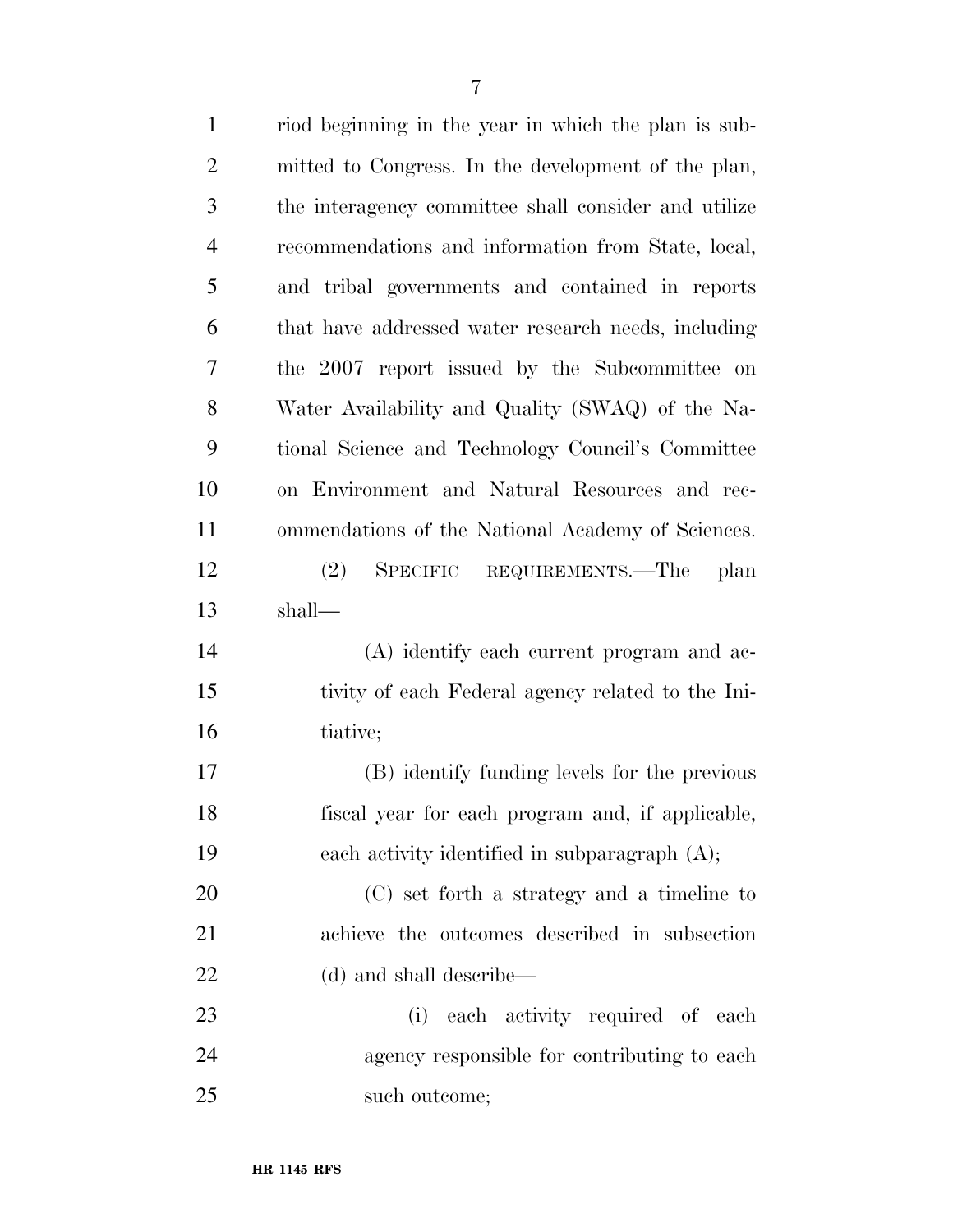riod beginning in the year in which the plan is submitted to Congress. In the development of the plan, the interagency committee shall consider and utilize recommendations and information from State, local, and tribal governments and contained in reports that have addressed water research needs, including the 2007 report issued by the Subcommittee on Water Availability and Quality (SWAQ) of the National Science and Technology Council's Committee on Environment and Natural Resources and recommendations of the National Academy of Sciences.

(2) SPECIFIC REQUIREMENTS.—The plan shall—

(A) identify each current program and activity of each Federal agency related to the Initiative;

(B) identify funding levels for the previous fiscal year for each program and, if applicable, each activity identified in subparagraph (A);

(C) set forth a strategy and a timeline to achieve the outcomes described in subsection (d) and shall describe—

(i) each activity required of each agency responsible for contributing to each such outcome;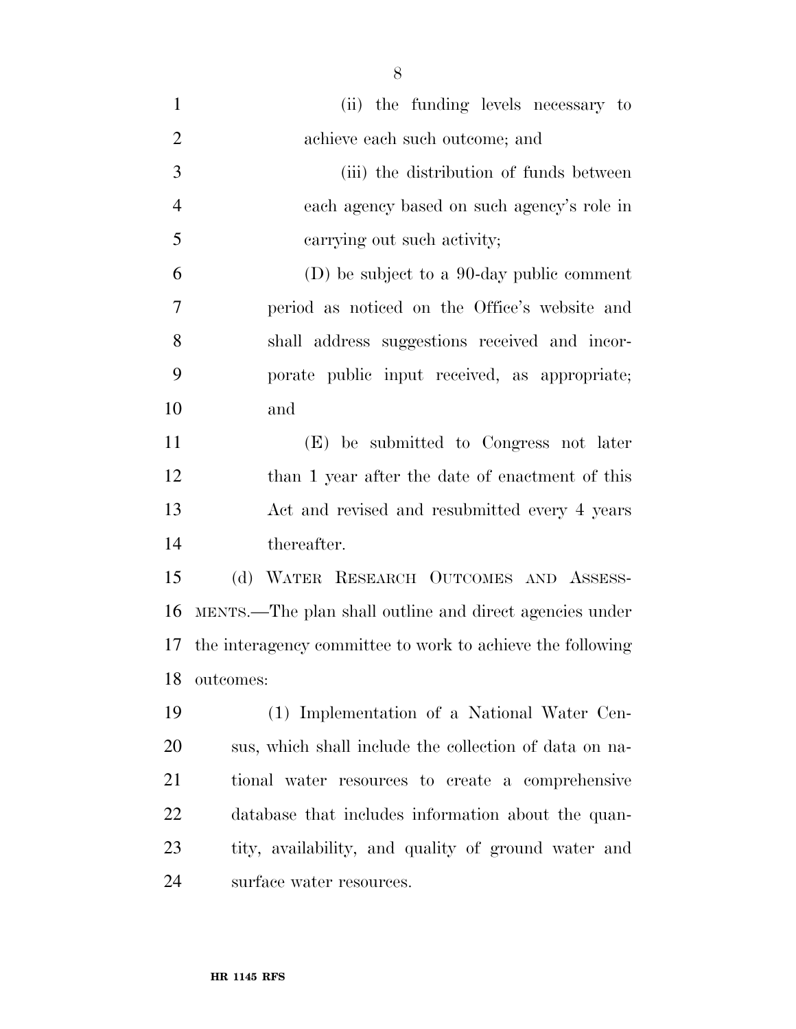(ii) the funding levels necessary to achieve each such outcome; and

(iii) the distribution of funds between each agency based on such agency's role in carrying out such activity;

(D) be subject to a 90-day public comment period as noticed on the Office's website and shall address suggestions received and incorporate public input received, as appropriate; and

(E) be submitted to Congress not later than 1 year after the date of enactment of this Act and revised and resubmitted every 4 years thereafter.

(d) WATER RESEARCH OUTCOMES AND ASSESSMENTS.—The plan shall outline and direct agencies under the interagency committee to work to achieve the following outcomes:

(1) Implementation of a National Water Census, which shall include the collection of data on national water resources to create a comprehensive database that includes information about the quantity, availability, and quality of ground water and surface water resources.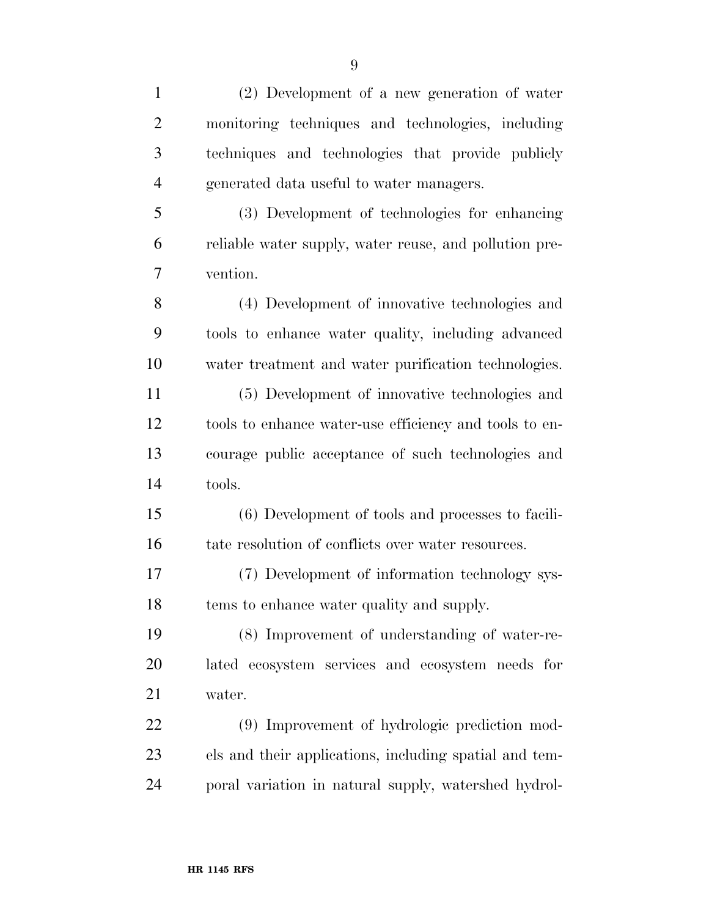(2) Development of a new generation of water monitoring techniques and technologies, including techniques and technologies that provide publicly generated data useful to water managers.

(3) Development of technologies for enhancing reliable water supply, water reuse, and pollution prevention.

(4) Development of innovative technologies and tools to enhance water quality, including advanced water treatment and water purification technologies.

(5) Development of innovative technologies and tools to enhance water-use efficiency and tools to encourage public acceptance of such technologies and tools.

(6) Development of tools and processes to facilitate resolution of conflicts over water resources.

(7) Development of information technology systems to enhance water quality and supply.

(8) Improvement of understanding of water-related ecosystem services and ecosystem needs for water.

(9) Improvement of hydrologic prediction models and their applications, including spatial and temporal variation in natural supply, watershed hydrol-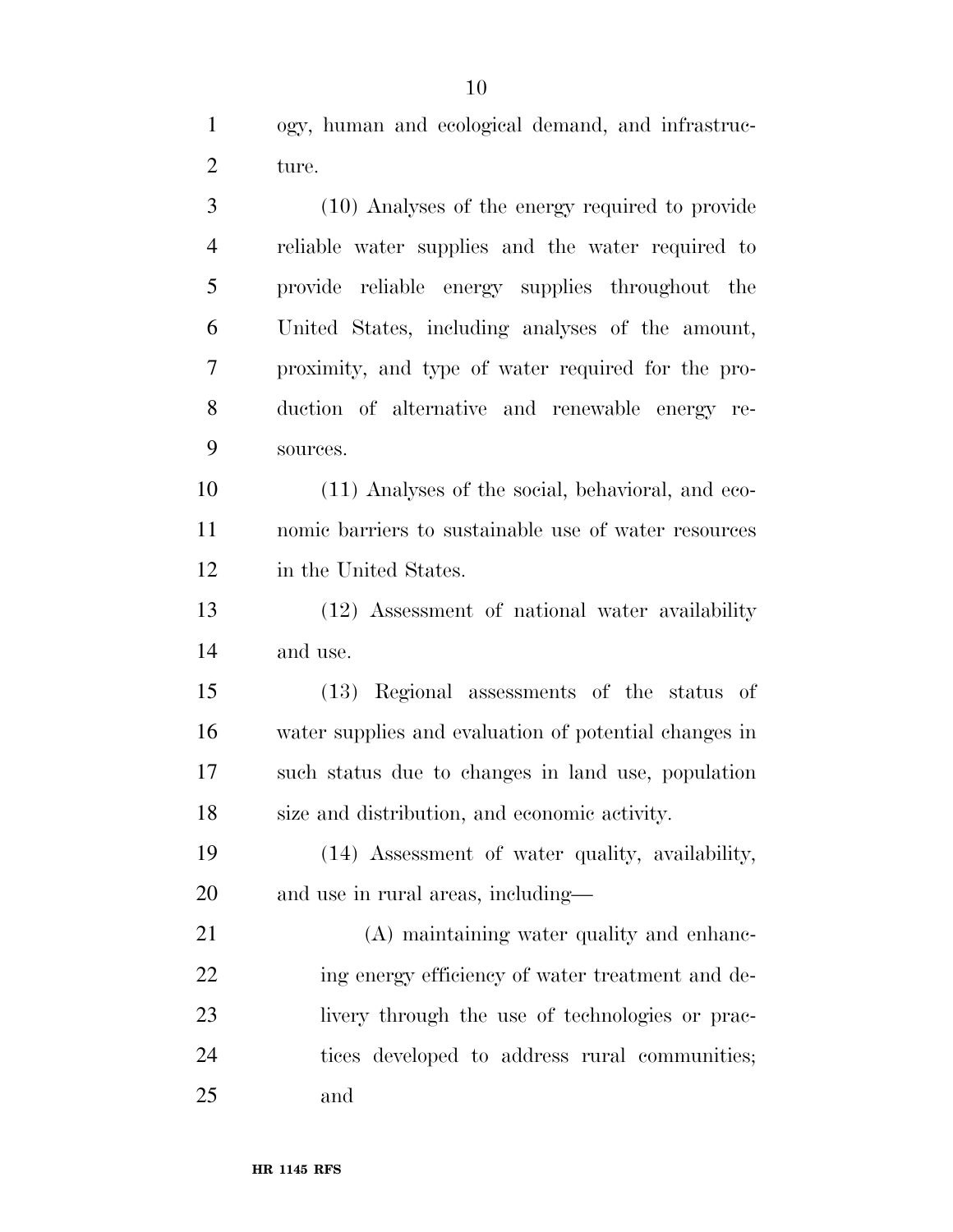ogy, human and ecological demand, and infrastructure.

(10) Analyses of the energy required to provide reliable water supplies and the water required to provide reliable energy supplies throughout the United States, including analyses of the amount, proximity, and type of water required for the production of alternative and renewable energy resources.

(11) Analyses of the social, behavioral, and economic barriers to sustainable use of water resources in the United States.

(12) Assessment of national water availability and use.

(13) Regional assessments of the status of water supplies and evaluation of potential changes in such status due to changes in land use, population size and distribution, and economic activity.

(14) Assessment of water quality, availability, and use in rural areas, including—

(A) maintaining water quality and enhancing energy efficiency of water treatment and delivery through the use of technologies or practices developed to address rural communities; and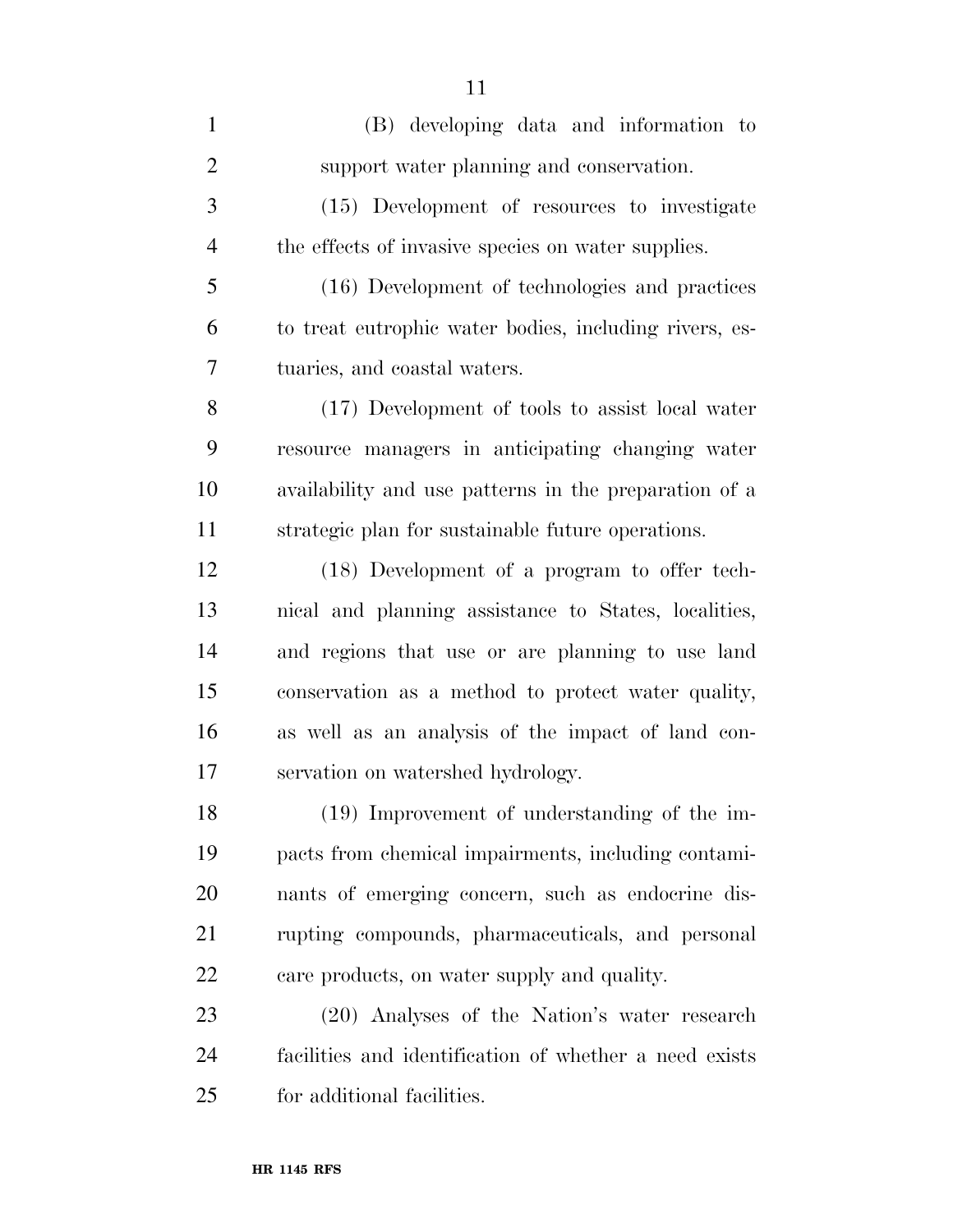(B) developing data and information to support water planning and conservation.

(15) Development of resources to investigate the effects of invasive species on water supplies.

(16) Development of technologies and practices to treat eutrophic water bodies, including rivers, estuaries, and coastal waters.

(17) Development of tools to assist local water resource managers in anticipating changing water availability and use patterns in the preparation of a strategic plan for sustainable future operations.

(18) Development of a program to offer technical and planning assistance to States, localities, and regions that use or are planning to use land conservation as a method to protect water quality, as well as an analysis of the impact of land conservation on watershed hydrology.

(19) Improvement of understanding of the impacts from chemical impairments, including contaminants of emerging concern, such as endocrine disrupting compounds, pharmaceuticals, and personal care products, on water supply and quality.

(20) Analyses of the Nation's water research facilities and identification of whether a need exists for additional facilities.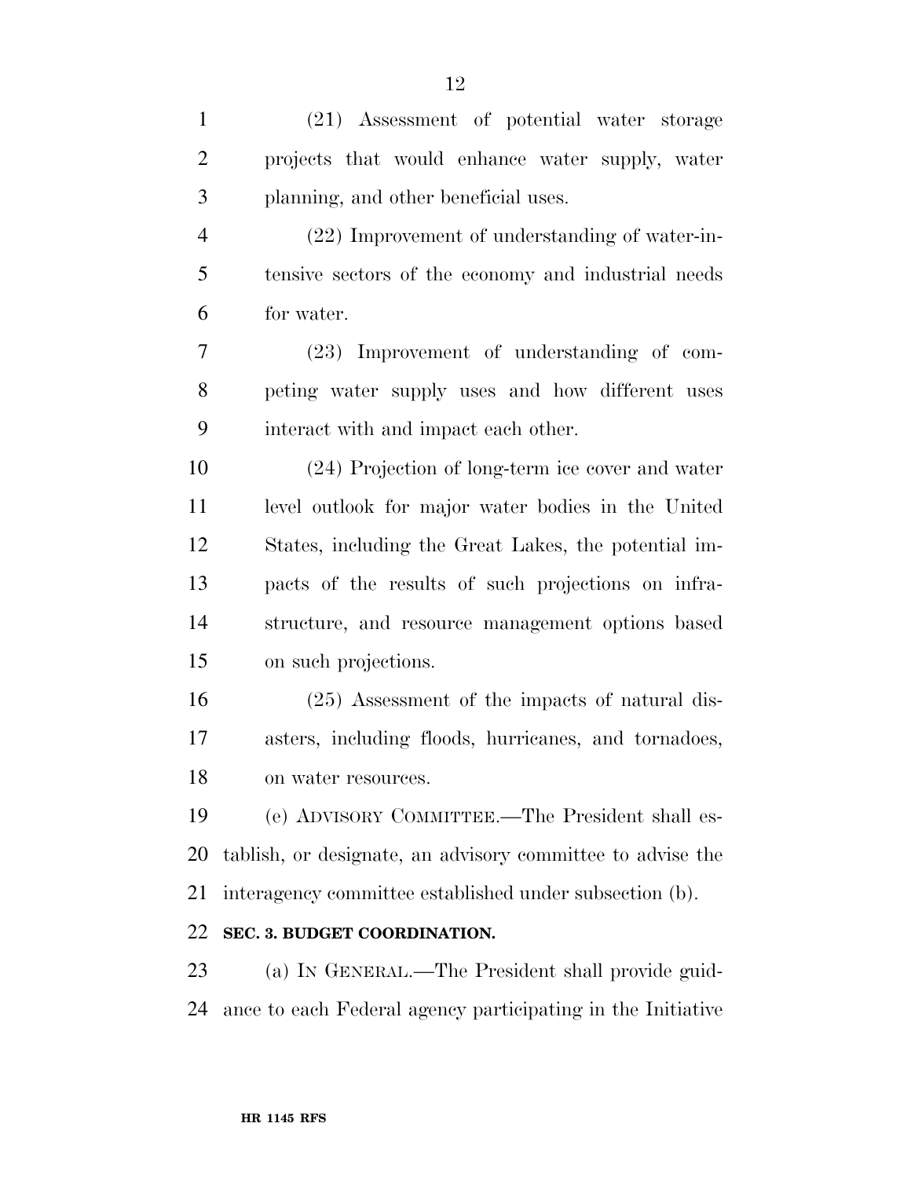(21) Assessment of potential water storage projects that would enhance water supply, water planning, and other beneficial uses.

(22) Improvement of understanding of water-intensive sectors of the economy and industrial needs for water.

(23) Improvement of understanding of competing water supply uses and how different uses interact with and impact each other.

(24) Projection of long-term ice cover and water level outlook for major water bodies in the United States, including the Great Lakes, the potential impacts of the results of such projections on infrastructure, and resource management options based on such projections.

(25) Assessment of the impacts of natural disasters, including floods, hurricanes, and tornadoes, on water resources.

(e) ADVISORY COMMITTEE.—The President shall establish, or designate, an advisory committee to advise the interagency committee established under subsection (b).

**SEC. 3. BUDGET COORDINATION.**

(a) IN GENERAL.—The President shall provide guidance to each Federal agency participating in the Initiative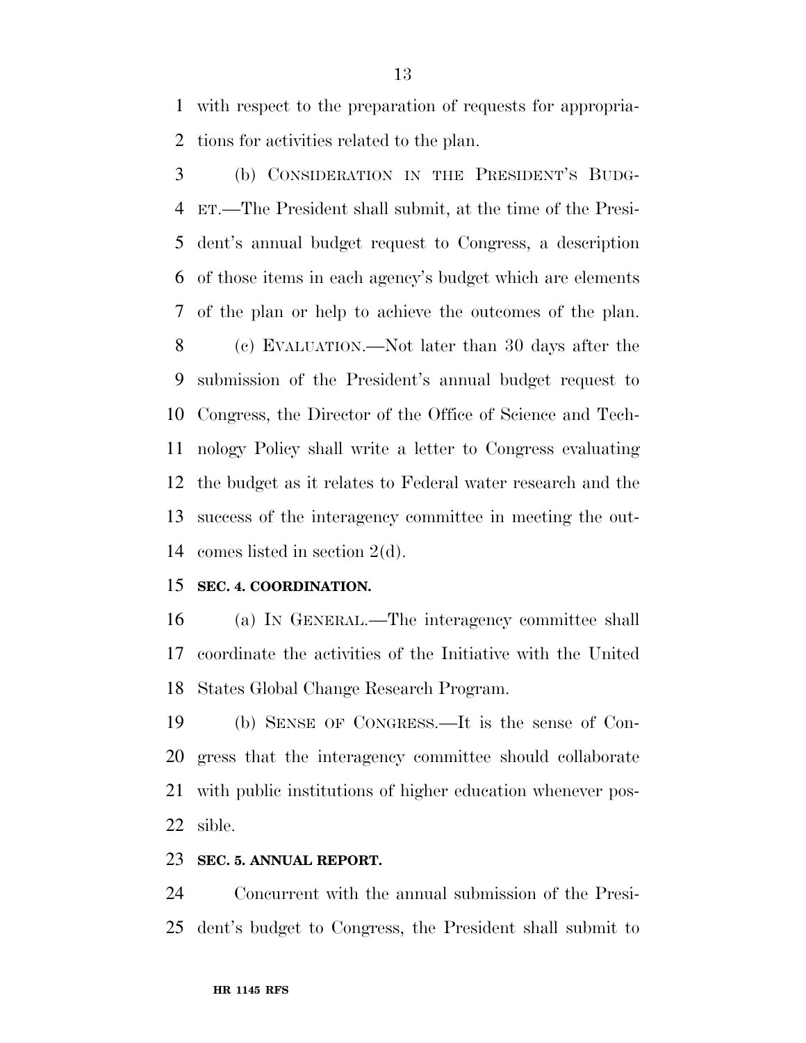with respect to the preparation of requests for appropriations for activities related to the plan.

(b) CONSIDERATION IN THE PRESIDENT'S BUDGET.—The President shall submit, at the time of the President's annual budget request to Congress, a description of those items in each agency's budget which are elements of the plan or help to achieve the outcomes of the plan.

(c) EVALUATION.—Not later than 30 days after the submission of the President's annual budget request to Congress, the Director of the Office of Science and Technology Policy shall write a letter to Congress evaluating the budget as it relates to Federal water research and the success of the interagency committee in meeting the outcomes listed in section 2(d).

**SEC. 4. COORDINATION.**

(a) IN GENERAL.—The interagency committee shall coordinate the activities of the Initiative with the United States Global Change Research Program.

(b) SENSE OF CONGRESS.—It is the sense of Congress that the interagency committee should collaborate with public institutions of higher education whenever possible.

**SEC. 5. ANNUAL REPORT.**

Concurrent with the annual submission of the President's budget to Congress, the President shall submit to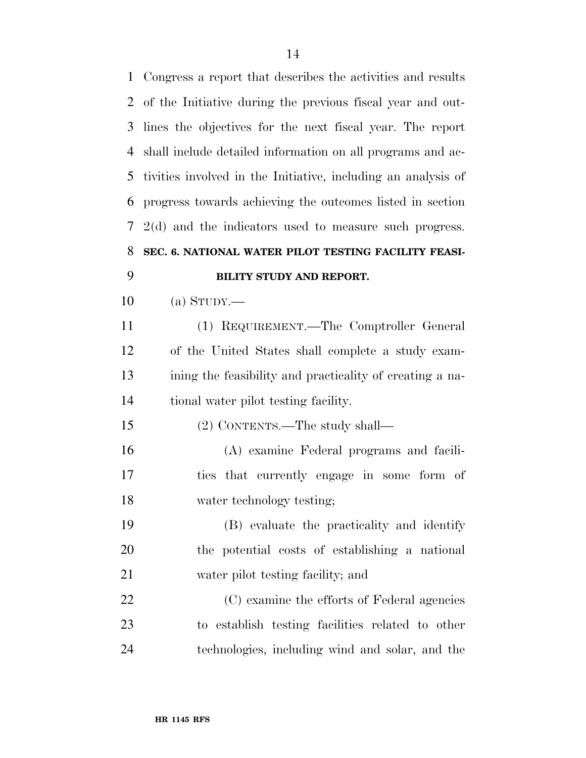Congress a report that describes the activities and results of the Initiative during the previous fiscal year and outlines the objectives for the next fiscal year. The report shall include detailed information on all programs and activities involved in the Initiative, including an analysis of progress towards achieving the outcomes listed in section 2(d) and the indicators used to measure such progress.

## SEC. 6. NATIONAL WATER PILOT TESTING FACILITY FEASIBILITY STUDY AND REPORT.

(a) STUDY.—

(1) REQUIREMENT.—The Comptroller General of the United States shall complete a study examining the feasibility and practicality of creating a national water pilot testing facility.

(2) CONTENTS.—The study shall—

(A) examine Federal programs and facilities that currently engage in some form of water technology testing;

(B) evaluate the practicality and identify the potential costs of establishing a national water pilot testing facility; and

(C) examine the efforts of Federal agencies to establish testing facilities related to other technologies, including wind and solar, and the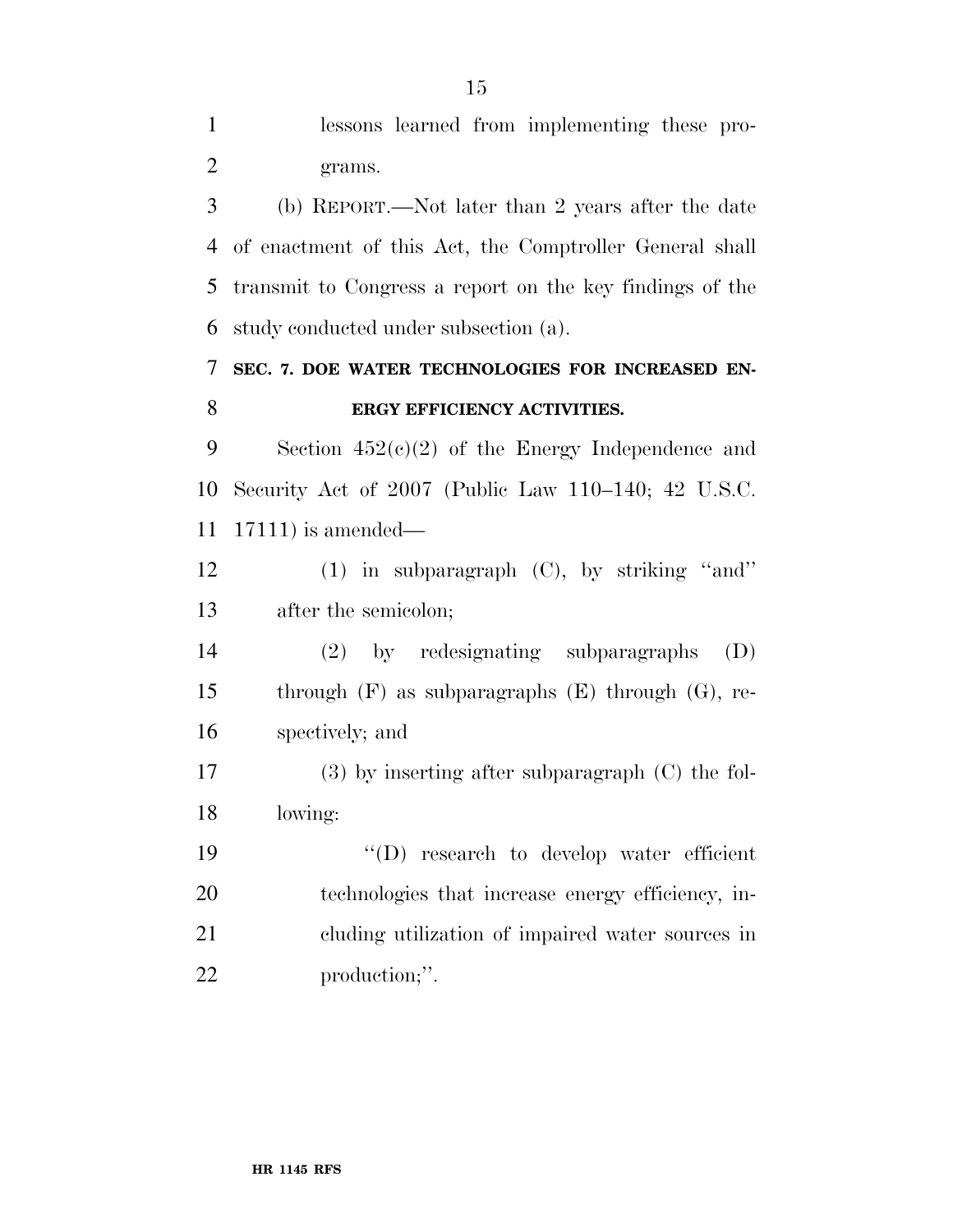lessons learned from implementing these programs.

(b) REPORT.—Not later than 2 years after the date of enactment of this Act, the Comptroller General shall transmit to Congress a report on the key findings of the study conducted under subsection (a).

**SEC. 7. DOE WATER TECHNOLOGIES FOR INCREASED ENERGY EFFICIENCY ACTIVITIES.**

Section 452(c)(2) of the Energy Independence and Security Act of 2007 (Public Law 110–140; 42 U.S.C. 17111) is amended—

(1) in subparagraph (C), by striking ''and'' after the semicolon;

(2) by redesignating subparagraphs (D) through (F) as subparagraphs (E) through (G), respectively; and

(3) by inserting after subparagraph (C) the following:

''(D) research to develop water efficient technologies that increase energy efficiency, including utilization of impaired water sources in production;''.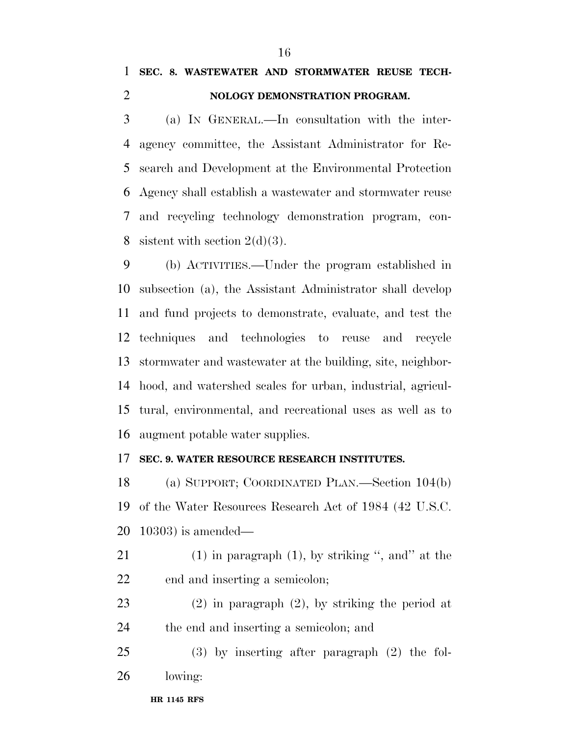**SEC. 8. WASTEWATER AND STORMWATER REUSE TECHNOLOGY DEMONSTRATION PROGRAM.**

(a) IN GENERAL.—In consultation with the interagency committee, the Assistant Administrator for Research and Development at the Environmental Protection Agency shall establish a wastewater and stormwater reuse and recycling technology demonstration program, consistent with section 2(d)(3).

(b) ACTIVITIES.—Under the program established in subsection (a), the Assistant Administrator shall develop and fund projects to demonstrate, evaluate, and test the techniques and technologies to reuse and recycle stormwater and wastewater at the building, site, neighborhood, and watershed scales for urban, industrial, agricultural, environmental, and recreational uses as well as to augment potable water supplies.

**SEC. 9. WATER RESOURCE RESEARCH INSTITUTES.**

(a) SUPPORT; COORDINATED PLAN.—Section 104(b) of the Water Resources Research Act of 1984 (42 U.S.C. 10303) is amended—

(1) in paragraph (1), by striking ", and" at the end and inserting a semicolon;

(2) in paragraph (2), by striking the period at the end and inserting a semicolon; and

(3) by inserting after paragraph (2) the following: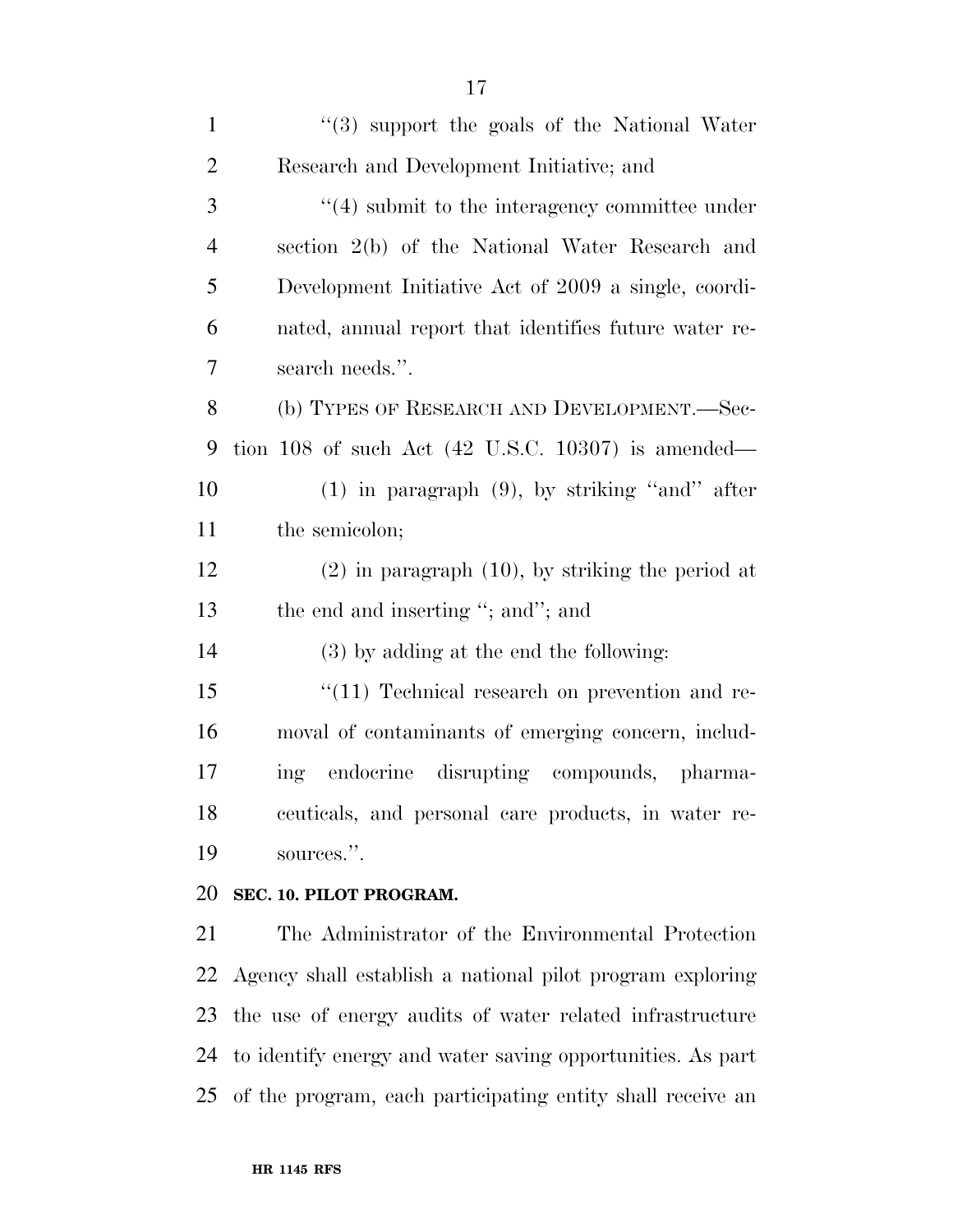"(3) support the goals of the National Water Research and Development Initiative; and

"(4) submit to the interagency committee under section 2(b) of the National Water Research and Development Initiative Act of 2009 a single, coordinated, annual report that identifies future water research needs.".

(b) TYPES OF RESEARCH AND DEVELOPMENT.—Section 108 of such Act (42 U.S.C. 10307) is amended—

(1) in paragraph (9), by striking "and" after the semicolon;

(2) in paragraph (10), by striking the period at the end and inserting "; and"; and

(3) by adding at the end the following:

"(11) Technical research on prevention and removal of contaminants of emerging concern, including endocrine disrupting compounds, pharmaceuticals, and personal care products, in water resources.".

**SEC. 10. PILOT PROGRAM.**

The Administrator of the Environmental Protection Agency shall establish a national pilot program exploring the use of energy audits of water related infrastructure to identify energy and water saving opportunities. As part of the program, each participating entity shall receive an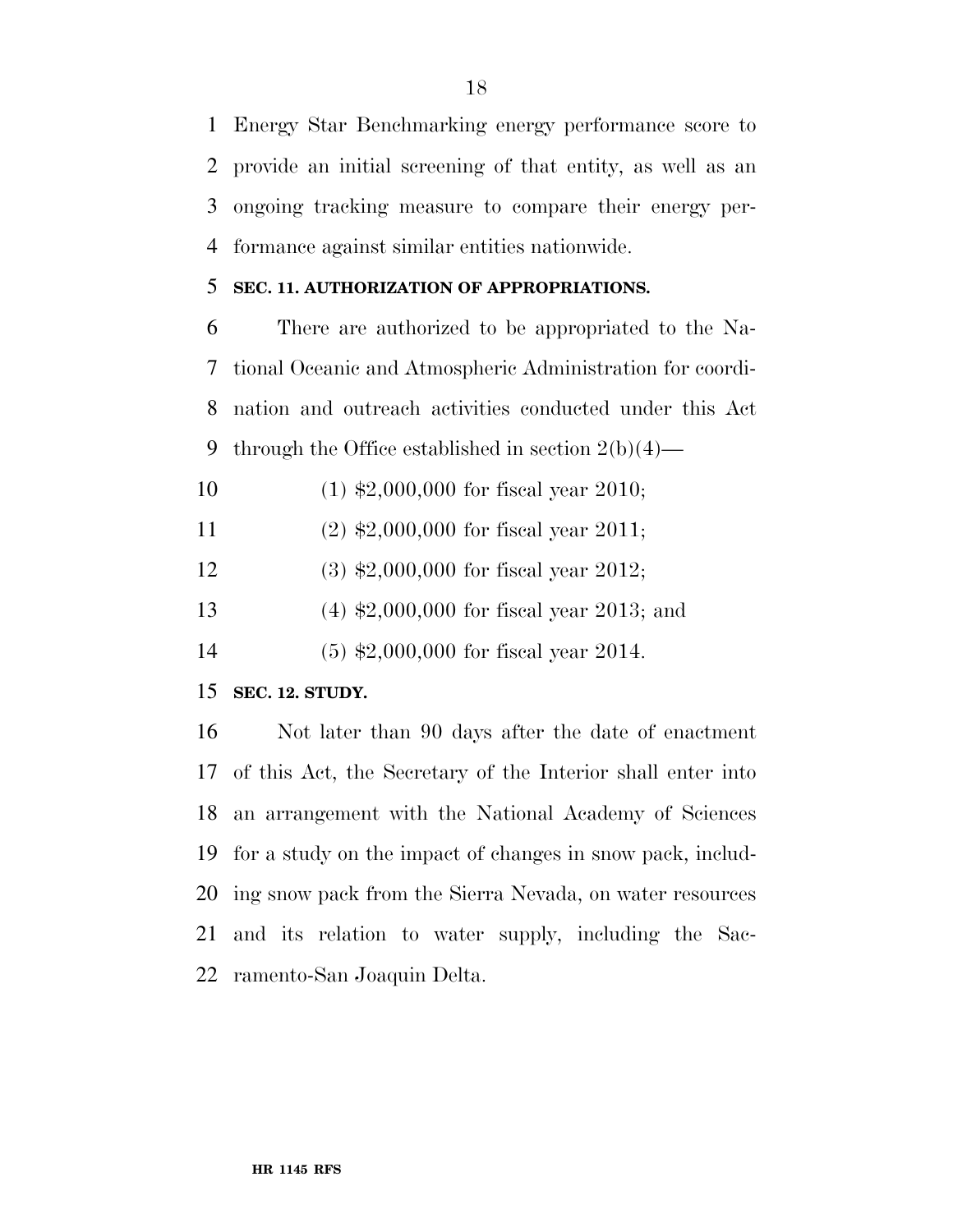Energy Star Benchmarking energy performance score to provide an initial screening of that entity, as well as an ongoing tracking measure to compare their energy performance against similar entities nationwide.

**SEC. 11. AUTHORIZATION OF APPROPRIATIONS.**

There are authorized to be appropriated to the National Oceanic and Atmospheric Administration for coordination and outreach activities conducted under this Act through the Office established in section 2(b)(4)—

(1) $2,000,000 for fiscal year 2010;

(2) $2,000,000 for fiscal year 2011;

(3) $2,000,000 for fiscal year 2012;

(4) $2,000,000 for fiscal year 2013; and

(5) $2,000,000 for fiscal year 2014.

**SEC. 12. STUDY.**

Not later than 90 days after the date of enactment of this Act, the Secretary of the Interior shall enter into an arrangement with the National Academy of Sciences for a study on the impact of changes in snow pack, including snow pack from the Sierra Nevada, on water resources and its relation to water supply, including the Sacramento-San Joaquin Delta.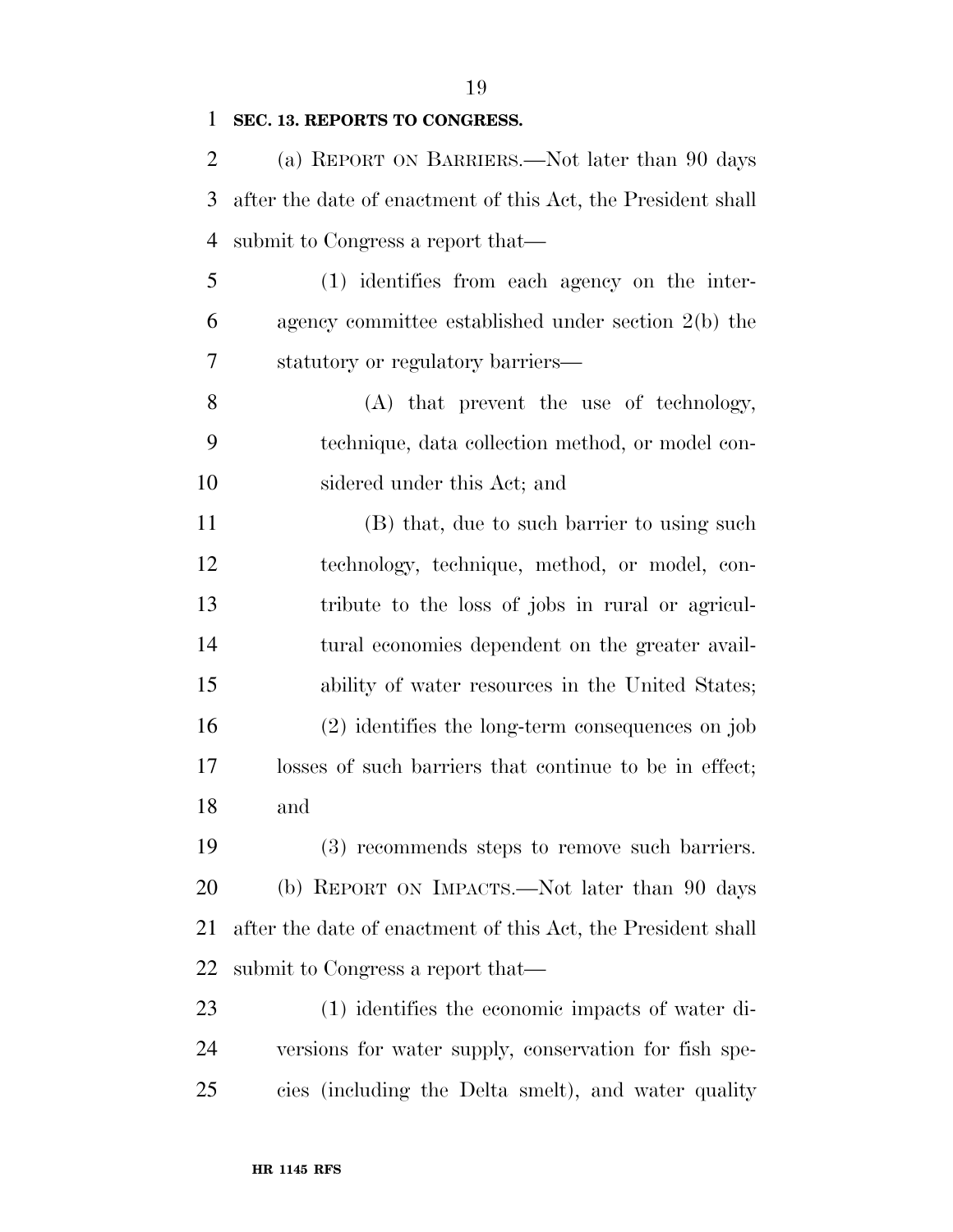**SEC. 13. REPORTS TO CONGRESS.**

(a) REPORT ON BARRIERS.—Not later than 90 days after the date of enactment of this Act, the President shall submit to Congress a report that—

(1) identifies from each agency on the interagency committee established under section 2(b) the statutory or regulatory barriers—

(A) that prevent the use of technology, technique, data collection method, or model considered under this Act; and

(B) that, due to such barrier to using such technology, technique, method, or model, contribute to the loss of jobs in rural or agricultural economies dependent on the greater availability of water resources in the United States;

(2) identifies the long-term consequences on job losses of such barriers that continue to be in effect; and

(3) recommends steps to remove such barriers.

(b) REPORT ON IMPACTS.—Not later than 90 days after the date of enactment of this Act, the President shall submit to Congress a report that—

(1) identifies the economic impacts of water diversions for water supply, conservation for fish species (including the Delta smelt), and water quality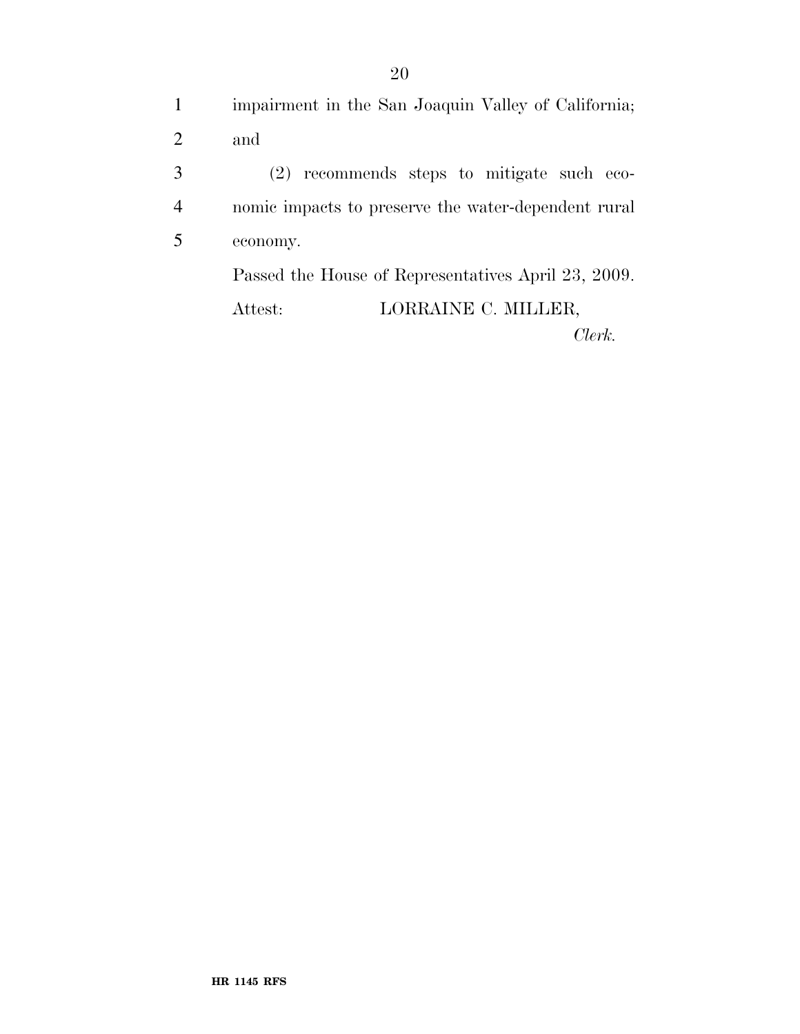impairment in the San Joaquin Valley of California; and

(2) recommends steps to mitigate such economic impacts to preserve the water-dependent rural economy.

Passed the House of Representatives April 23, 2009.

Attest: LORRAINE C. MILLER,

*Clerk.*